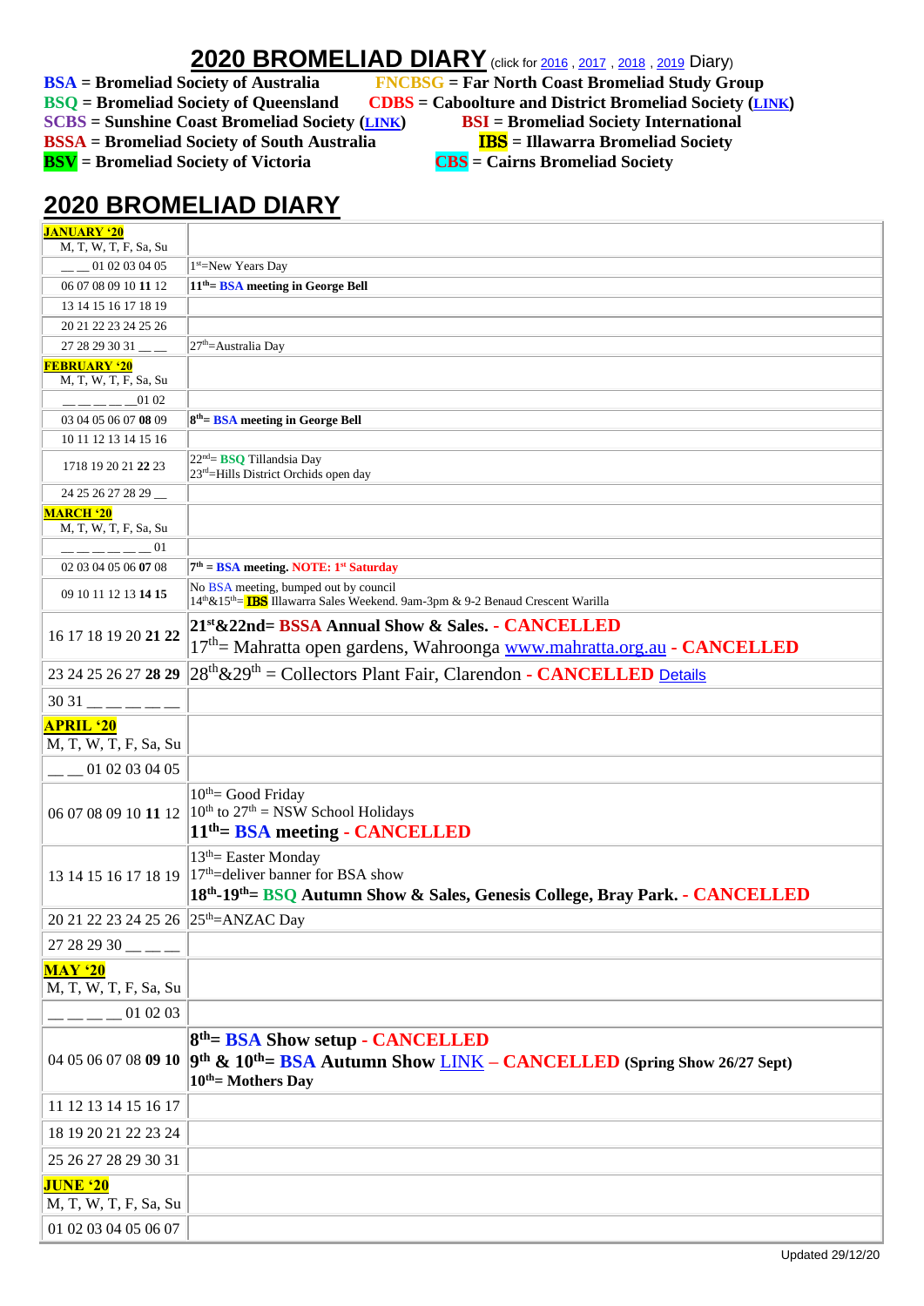# 2020 BROMELIAD DIARY (click for 2016 , 2017 , 2018 , 2019 Diary)

**BSA = Bromeliad Society of Australia**
**FNCBSG = Far North Coast Bromeliad Study Group**
**BSQ = Bromeliad Society of Queensland**
**CDBS = Caboolture and District Bromeliad Society (LINK)**
**SCBS = Sunshine Coast Bromeliad Society (LINK)**
**BSI = Bromeliad Society International**
**BSSA = Bromeliad Society of South Australia**
**IBS = Illawarra Bromeliad Society**
**BSV = Bromeliad Society of Victoria**
**CBS = Cairns Bromeliad Society**

## 2020 BROMELIAD DIARY

| **JANUARY '20**<br>M, T, W, T, F, Sa, Su | |
|---|---|
| __ __ 01 02 03 04 05 | 1st=New Years Day |
| 06 07 08 09 10 **11** 12 | **11th= BSA meeting in George Bell** |
| 13 14 15 16 17 18 19 | |
| 20 21 22 23 24 25 26 | |
| 27 28 29 30 31 __ __ | 27th=Australia Day |
| **FEBRUARY '20**<br>M, T, W, T, F, Sa, Su | |
| __ __ __ __ __ 01 02 | |
| 03 04 05 06 07 **08** 09 | **8th= BSA meeting in George Bell** |
| 10 11 12 13 14 15 16 | |
| 1718 19 20 21 **22** 23 | 22nd= BSQ Tillandsia Day<br>23rd=Hills District Orchids open day |
| 24 25 26 27 28 29 __ | |
| **MARCH '20**<br>M, T, W, T, F, Sa, Su | |
| __ __ __ __ __ __ 01 | |
| 02 03 04 05 06 **07** 08 | **7th = BSA meeting. NOTE: 1st Saturday** |
| 09 10 11 12 13 **14 15** | No BSA meeting, bumped out by council<br>14th&15th= IBS Illawarra Sales Weekend. 9am-3pm & 9-2 Benaud Crescent Warilla |
| 16 17 18 19 20 **21 22** | **21st&22nd= BSSA Annual Show & Sales. - CANCELLED**<br>17th= Mahratta open gardens, Wahroonga www.mahratta.org.au **- CANCELLED** |
| 23 24 25 26 27 **28 29** | 28th&29th = Collectors Plant Fair, Clarendon **- CANCELLED** Details |
| 30 31 __ __ __ __ __ | |
| **APRIL '20**<br>M, T, W, T, F, Sa, Su | |
| __ __ 01 02 03 04 05 | |
| 06 07 08 09 10 **11** 12 | 10th= Good Friday<br>10th to 27th = NSW School Holidays<br>**11th= BSA meeting - CANCELLED** |
| 13 14 15 16 17 18 19 | 13th= Easter Monday<br>17th=deliver banner for BSA show<br>**18th-19th= BSQ Autumn Show & Sales, Genesis College, Bray Park. - CANCELLED** |
| 20 21 22 23 24 25 26 | 25th=ANZAC Day |
| 27 28 29 30 __ __ __ | |
| **MAY '20**<br>M, T, W, T, F, Sa, Su | |
| __ __ __ __ 01 02 03 | |
| 04 05 06 07 08 **09 10** | **8th= BSA Show setup - CANCELLED**<br>**9th & 10th= BSA Autumn Show** LINK **– CANCELLED (Spring Show 26/27 Sept)**<br>**10th= Mothers Day** |
| 11 12 13 14 15 16 17 | |
| 18 19 20 21 22 23 24 | |
| 25 26 27 28 29 30 31 | |
| **JUNE '20**<br>M, T, W, T, F, Sa, Su | |
| 01 02 03 04 05 06 07 | |

Updated 29/12/20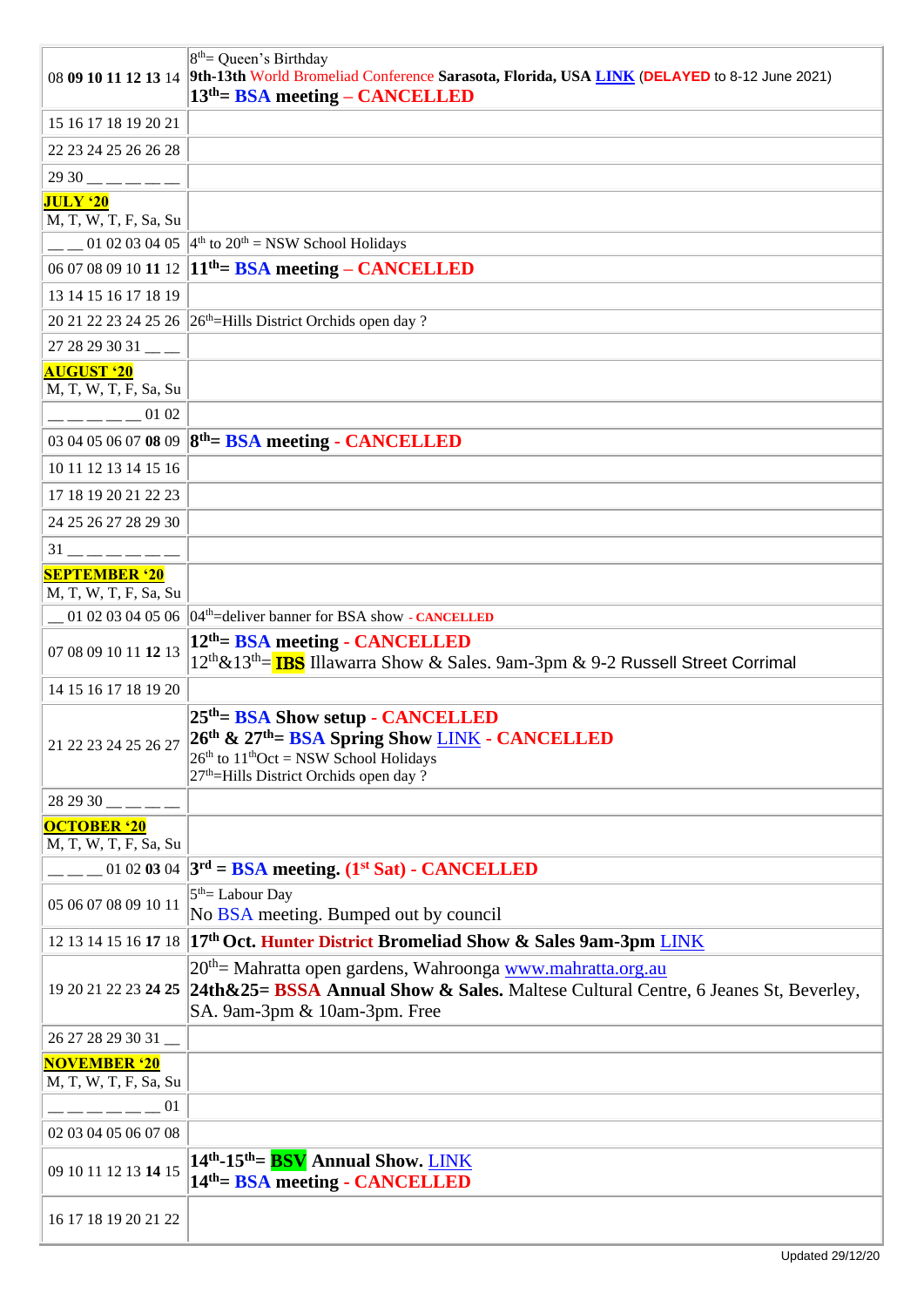| | |
|---|---|
| 08 **09 10 11 12 13** 14 | 8th= Queen's Birthday<br>**9th-13th** World Bromeliad Conference **Sarasota, Florida, USA** LINK (**DELAYED** to 8-12 June 2021)<br>**13th= BSA meeting – CANCELLED** |
| 15 16 17 18 19 20 21 | |
| 22 23 24 25 26 26 28 | |
| 29 30 __ __ __ __ __ | |
| **JULY '20**<br>M, T, W, T, F, Sa, Su | |
| __ __ 01 02 03 04 05 | 4th to 20th = NSW School Holidays |
| 06 07 08 09 10 **11** 12 | **11th= BSA meeting – CANCELLED** |
| 13 14 15 16 17 18 19 | |
| 20 21 22 23 24 25 26 | 26th=Hills District Orchids open day ? |
| 27 28 29 30 31 __ __ | |
| **AUGUST '20**<br>M, T, W, T, F, Sa, Su | |
| __ __ __ __ __ 01 02 | |
| 03 04 05 06 07 **08** 09 | **8th= BSA meeting - CANCELLED** |
| 10 11 12 13 14 15 16 | |
| 17 18 19 20 21 22 23 | |
| 24 25 26 27 28 29 30 | |
| 31 __ __ __ __ __ __ | |
| **SEPTEMBER '20**<br>M, T, W, T, F, Sa, Su | |
| __ 01 02 03 04 05 06 | 04th=deliver banner for BSA show **- CANCELLED** |
| 07 08 09 10 11 **12** 13 | **12th= BSA meeting - CANCELLED**<br>12th&13th= **IBS** Illawarra Show & Sales. 9am-3pm & 9-2 Russell Street Corrimal |
| 14 15 16 17 18 19 20 | |
| 21 22 23 24 25 26 27 | **25th= BSA Show setup - CANCELLED**<br>**26th & 27th= BSA Spring Show** LINK **- CANCELLED**<br>26th to 11thOct = NSW School Holidays<br>27th=Hills District Orchids open day ? |
| 28 29 30 __ __ __ __ | |
| **OCTOBER '20**<br>M, T, W, T, F, Sa, Su | |
| __ __ __ 01 02 **03** 04 | **3rd = BSA meeting. (1st Sat) - CANCELLED** |
| 05 06 07 08 09 10 11 | 5th= Labour Day<br>No BSA meeting. Bumped out by council |
| 12 13 14 15 16 **17** 18 | **17th Oct. Hunter District Bromeliad Show & Sales 9am-3pm** LINK |
| 19 20 21 22 23 **24 25** | 20th= Mahratta open gardens, Wahroonga www.mahratta.org.au<br>**24th&25= BSSA Annual Show & Sales.** Maltese Cultural Centre, 6 Jeanes St, Beverley, SA. 9am-3pm & 10am-3pm. Free |
| 26 27 28 29 30 31 __ | |
| **NOVEMBER '20**<br>M, T, W, T, F, Sa, Su | |
| __ __ __ __ __ __ 01 | |
| 02 03 04 05 06 07 08 | |
| 09 10 11 12 13 **14** 15 | **14th-15th= BSV Annual Show.** LINK<br>**14th= BSA meeting - CANCELLED** |
| 16 17 18 19 20 21 22 | |

Updated 29/12/20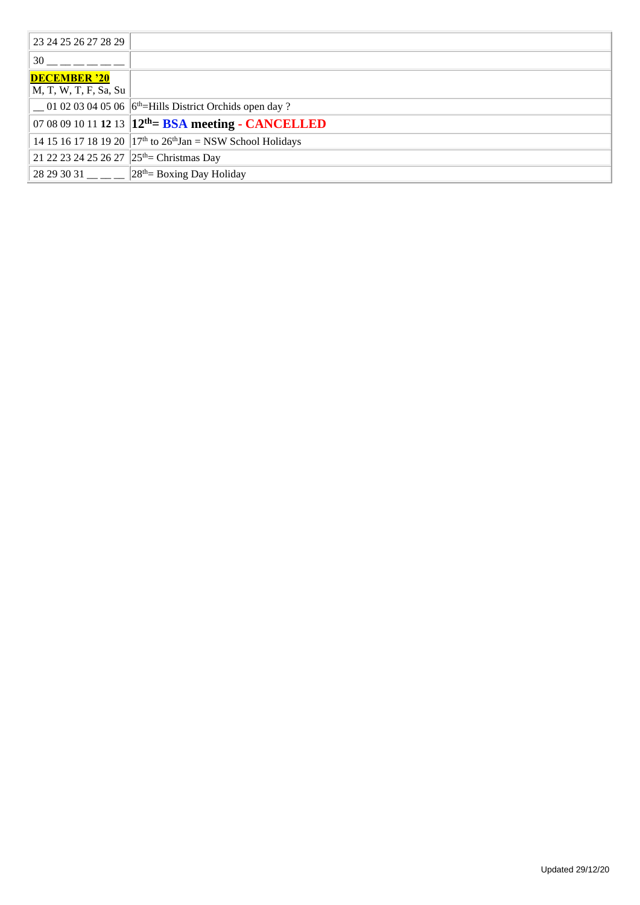| | |
|---|---|
| 23 24 25 26 27 28 29 | |
| 30 __ __ __ __ __ __ | |
| **DECEMBER '20** M, T, W, T, F, Sa, Su | |
| __ 01 02 03 04 05 06 | 6th=Hills District Orchids open day ? |
| 07 08 09 10 11 **12** 13 | **12th= BSA meeting - CANCELLED** |
| 14 15 16 17 18 19 20 | 17th to 26thJan = NSW School Holidays |
| 21 22 23 24 25 26 27 | 25th= Christmas Day |
| 28 29 30 31 __ __ __ | 28th= Boxing Day Holiday |

Updated 29/12/20